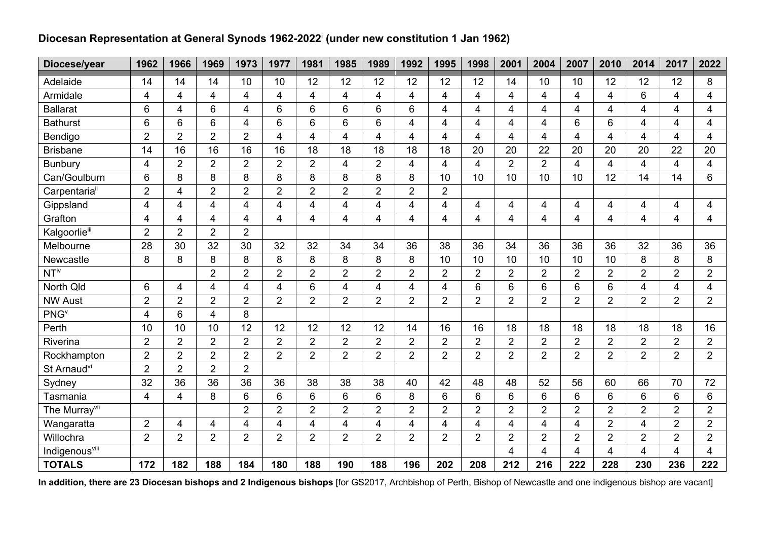**Diocesan Representation at General Synods 1962-2022[i] (under new constitution 1 Jan 1962)**

| Diocese/year | 1962 | 1966 | 1969 | 1973 | 1977 | 1981 | 1985 | 1989 | 1992 | 1995 | 1998 | 2001 | 2004 | 2007 | 2010 | 2014 | 2017 | 2022 |
|---|---|---|---|---|---|---|---|---|---|---|---|---|---|---|---|---|---|---|
| Adelaide | 14 | 14 | 14 | 10 | 10 | 12 | 12 | 12 | 12 | 12 | 12 | 14 | 10 | 10 | 12 | 12 | 12 | 8 |
| Armidale | 4 | 4 | 4 | 4 | 4 | 4 | 4 | 4 | 4 | 4 | 4 | 4 | 4 | 4 | 4 | 6 | 4 | 4 |
| Ballarat | 6 | 4 | 6 | 4 | 6 | 6 | 6 | 6 | 6 | 4 | 4 | 4 | 4 | 4 | 4 | 4 | 4 | 4 |
| Bathurst | 6 | 6 | 6 | 4 | 6 | 6 | 6 | 6 | 4 | 4 | 4 | 4 | 4 | 6 | 6 | 4 | 4 | 4 |
| Bendigo | 2 | 2 | 2 | 2 | 4 | 4 | 4 | 4 | 4 | 4 | 4 | 4 | 4 | 4 | 4 | 4 | 4 | 4 |
| Brisbane | 14 | 16 | 16 | 16 | 16 | 18 | 18 | 18 | 18 | 18 | 20 | 20 | 22 | 20 | 20 | 20 | 22 | 20 |
| Bunbury | 4 | 2 | 2 | 2 | 2 | 2 | 4 | 2 | 4 | 4 | 4 | 2 | 2 | 4 | 4 | 4 | 4 | 4 |
| Can/Goulburn | 6 | 8 | 8 | 8 | 8 | 8 | 8 | 8 | 8 | 10 | 10 | 10 | 10 | 10 | 12 | 14 | 14 | 6 |
| Carpentaria[ii] | 2 | 4 | 2 | 2 | 2 | 2 | 2 | 2 | 2 | 2 | | | | | | | | |
| Gippsland | 4 | 4 | 4 | 4 | 4 | 4 | 4 | 4 | 4 | 4 | 4 | 4 | 4 | 4 | 4 | 4 | 4 | 4 |
| Grafton | 4 | 4 | 4 | 4 | 4 | 4 | 4 | 4 | 4 | 4 | 4 | 4 | 4 | 4 | 4 | 4 | 4 | 4 |
| Kalgoorlie[iii] | 2 | 2 | 2 | 2 | | | | | | | | | | | | | | |
| Melbourne | 28 | 30 | 32 | 30 | 32 | 32 | 34 | 34 | 36 | 38 | 36 | 34 | 36 | 36 | 36 | 32 | 36 | 36 |
| Newcastle | 8 | 8 | 8 | 8 | 8 | 8 | 8 | 8 | 8 | 10 | 10 | 10 | 10 | 10 | 10 | 8 | 8 | 8 |
| NT[iv] | | | 2 | 2 | 2 | 2 | 2 | 2 | 2 | 2 | 2 | 2 | 2 | 2 | 2 | 2 | 2 | 2 |
| North Qld | 6 | 4 | 4 | 4 | 4 | 6 | 4 | 4 | 4 | 4 | 6 | 6 | 6 | 6 | 6 | 4 | 4 | 4 |
| NW Aust | 2 | 2 | 2 | 2 | 2 | 2 | 2 | 2 | 2 | 2 | 2 | 2 | 2 | 2 | 2 | 2 | 2 | 2 |
| PNG[v] | 4 | 6 | 4 | 8 | | | | | | | | | | | | | | |
| Perth | 10 | 10 | 10 | 12 | 12 | 12 | 12 | 12 | 14 | 16 | 16 | 18 | 18 | 18 | 18 | 18 | 18 | 16 |
| Riverina | 2 | 2 | 2 | 2 | 2 | 2 | 2 | 2 | 2 | 2 | 2 | 2 | 2 | 2 | 2 | 2 | 2 | 2 |
| Rockhampton | 2 | 2 | 2 | 2 | 2 | 2 | 2 | 2 | 2 | 2 | 2 | 2 | 2 | 2 | 2 | 2 | 2 | 2 |
| St Arnaud[vi] | 2 | 2 | 2 | 2 | | | | | | | | | | | | | | |
| Sydney | 32 | 36 | 36 | 36 | 36 | 38 | 38 | 38 | 40 | 42 | 48 | 48 | 52 | 56 | 60 | 66 | 70 | 72 |
| Tasmania | 4 | 4 | 8 | 6 | 6 | 6 | 6 | 6 | 8 | 6 | 6 | 6 | 6 | 6 | 6 | 6 | 6 | 6 |
| The Murray[vii] | | | | 2 | 2 | 2 | 2 | 2 | 2 | 2 | 2 | 2 | 2 | 2 | 2 | 2 | 2 | 2 |
| Wangaratta | 2 | 4 | 4 | 4 | 4 | 4 | 4 | 4 | 4 | 4 | 4 | 4 | 4 | 4 | 2 | 4 | 2 | 2 |
| Willochra | 2 | 2 | 2 | 2 | 2 | 2 | 2 | 2 | 2 | 2 | 2 | 2 | 2 | 2 | 2 | 2 | 2 | 2 |
| Indigenous[viii] | | | | | | | | | | | | 4 | 4 | 4 | 4 | 4 | 4 | 4 |
| **TOTALS** | **172** | **182** | **188** | **184** | **180** | **188** | **190** | **188** | **196** | **202** | **208** | **212** | **216** | **222** | **228** | **230** | **236** | **222** |

**In addition, there are 23 Diocesan bishops and 2 Indigenous bishops** [for GS2017, Archbishop of Perth, Bishop of Newcastle and one indigenous bishop are vacant]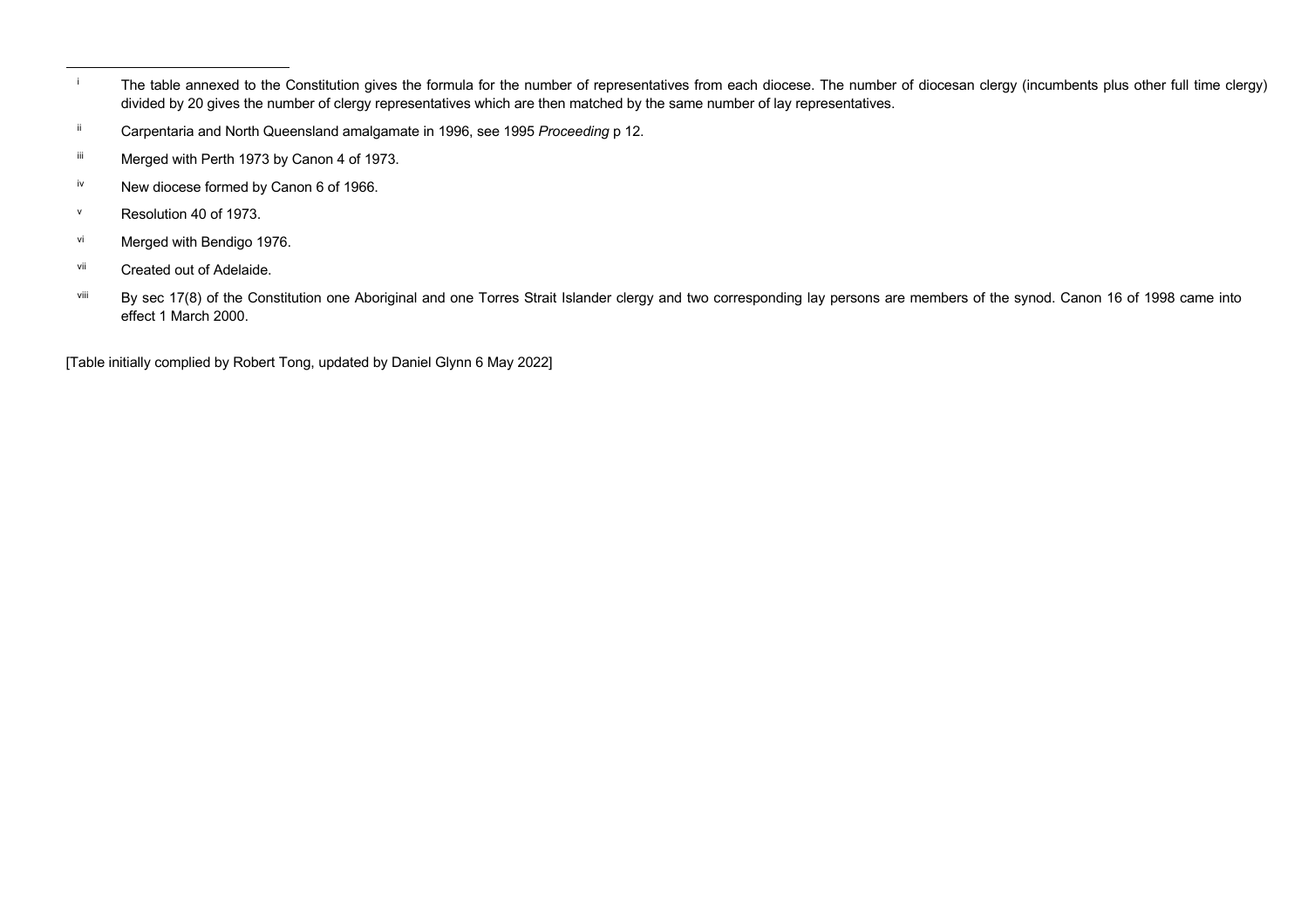[i] The table annexed to the Constitution gives the formula for the number of representatives from each diocese. The number of diocesan clergy (incumbents plus other full time clergy) divided by 20 gives the number of clergy representatives which are then matched by the same number of lay representatives.

[ii] Carpentaria and North Queensland amalgamate in 1996, see 1995 *Proceeding* p 12.

[iii] Merged with Perth 1973 by Canon 4 of 1973.

[iv] New diocese formed by Canon 6 of 1966.

[v] Resolution 40 of 1973.

[vi] Merged with Bendigo 1976.

[vii] Created out of Adelaide.

[viii] By sec 17(8) of the Constitution one Aboriginal and one Torres Strait Islander clergy and two corresponding lay persons are members of the synod. Canon 16 of 1998 came into effect 1 March 2000.

[Table initially complied by Robert Tong, updated by Daniel Glynn 6 May 2022]